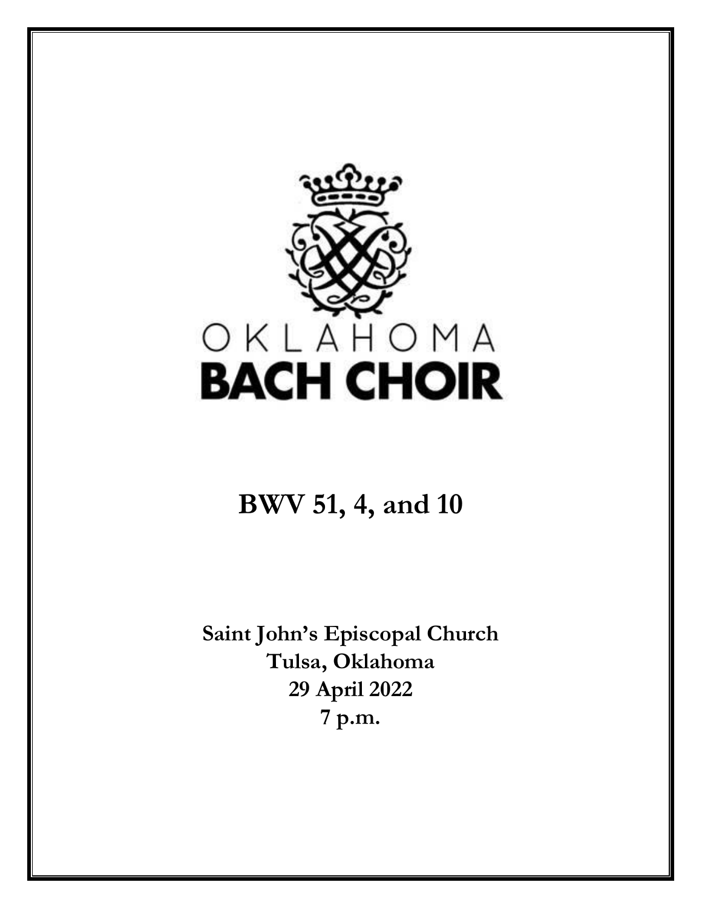OKLAHOMA

BACH CHOIR

# BWV 51, 4, and 10

**Saint John's Episcopal Church**
**Tulsa, Oklahoma**
**29 April 2022**
**7 p.m.**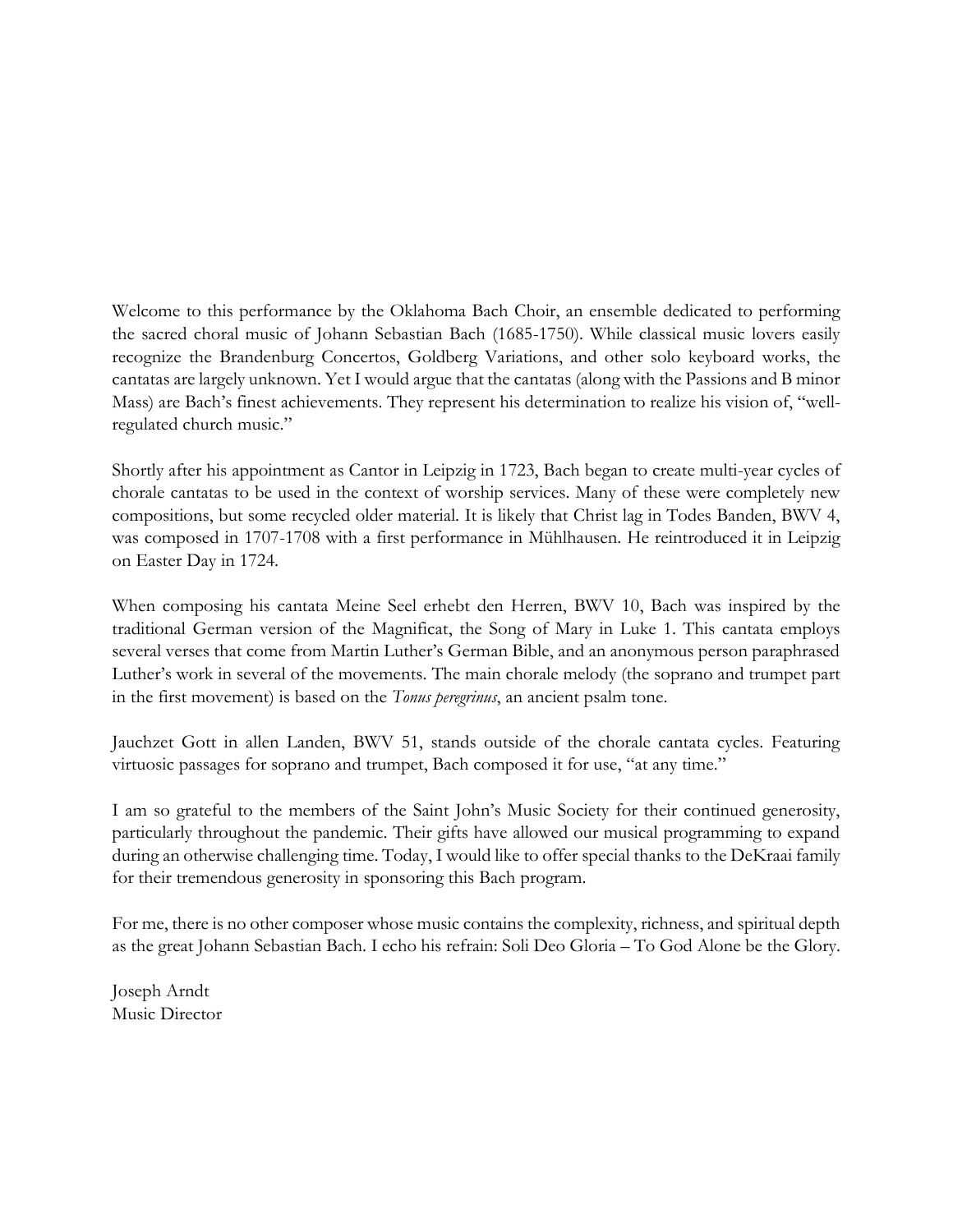Welcome to this performance by the Oklahoma Bach Choir, an ensemble dedicated to performing the sacred choral music of Johann Sebastian Bach (1685-1750). While classical music lovers easily recognize the Brandenburg Concertos, Goldberg Variations, and other solo keyboard works, the cantatas are largely unknown. Yet I would argue that the cantatas (along with the Passions and B minor Mass) are Bach's finest achievements. They represent his determination to realize his vision of, "well-regulated church music."

Shortly after his appointment as Cantor in Leipzig in 1723, Bach began to create multi-year cycles of chorale cantatas to be used in the context of worship services. Many of these were completely new compositions, but some recycled older material. It is likely that Christ lag in Todes Banden, BWV 4, was composed in 1707-1708 with a first performance in Mühlhausen. He reintroduced it in Leipzig on Easter Day in 1724.

When composing his cantata Meine Seel erhebt den Herren, BWV 10, Bach was inspired by the traditional German version of the Magnificat, the Song of Mary in Luke 1. This cantata employs several verses that come from Martin Luther's German Bible, and an anonymous person paraphrased Luther's work in several of the movements. The main chorale melody (the soprano and trumpet part in the first movement) is based on the *Tonus peregrinus*, an ancient psalm tone.

Jauchzet Gott in allen Landen, BWV 51, stands outside of the chorale cantata cycles. Featuring virtuosic passages for soprano and trumpet, Bach composed it for use, "at any time."

I am so grateful to the members of the Saint John's Music Society for their continued generosity, particularly throughout the pandemic. Their gifts have allowed our musical programming to expand during an otherwise challenging time. Today, I would like to offer special thanks to the DeKraai family for their tremendous generosity in sponsoring this Bach program.

For me, there is no other composer whose music contains the complexity, richness, and spiritual depth as the great Johann Sebastian Bach. I echo his refrain: Soli Deo Gloria – To God Alone be the Glory.

Joseph Arndt
Music Director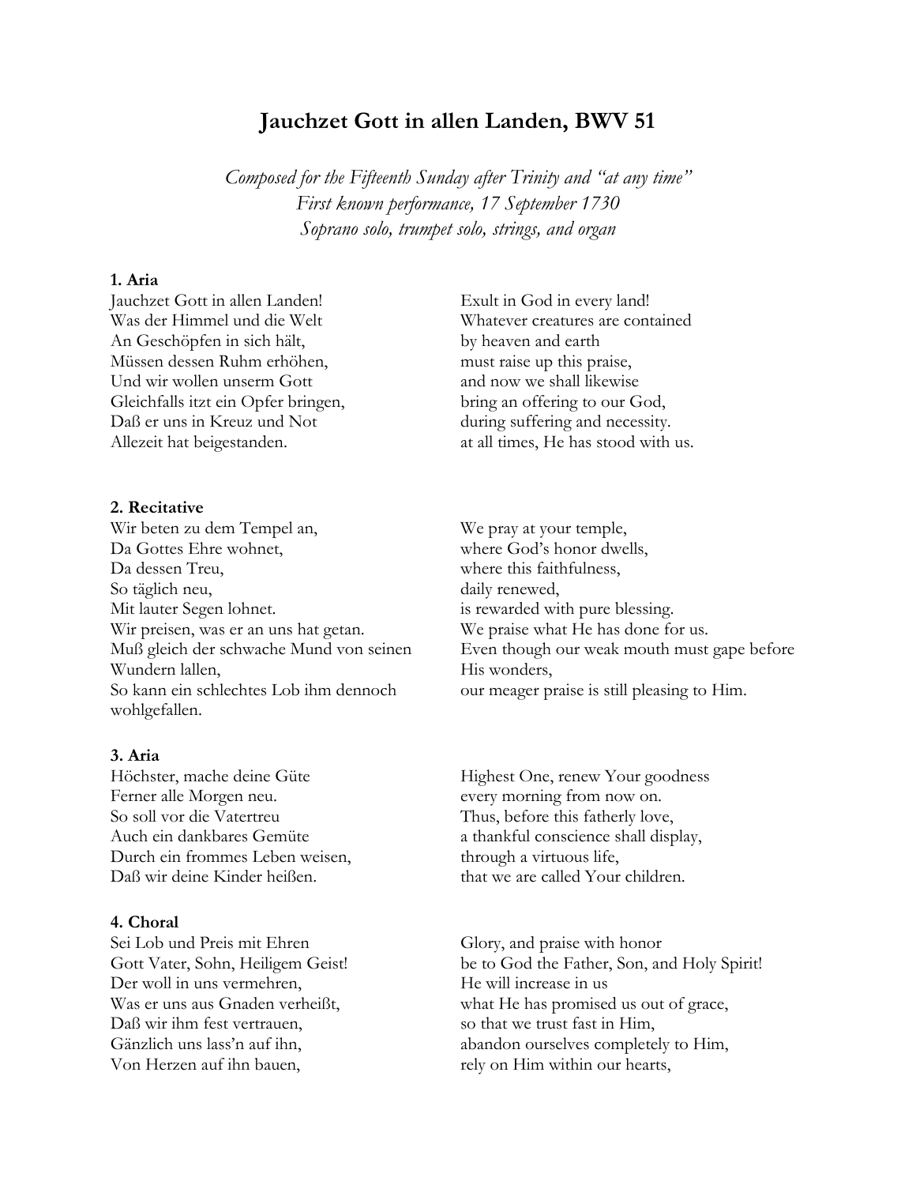# Jauchzet Gott in allen Landen, BWV 51

*Composed for the Fifteenth Sunday after Trinity and "at any time"*
*First known performance, 17 September 1730*
*Soprano solo, trumpet solo, strings, and organ*

**1. Aria**

| | |
|---|---|
| Jauchzet Gott in allen Landen! | Exult in God in every land! |
| Was der Himmel und die Welt | Whatever creatures are contained |
| An Geschöpfen in sich hält, | by heaven and earth |
| Müssen dessen Ruhm erhöhen, | must raise up this praise, |
| Und wir wollen unserm Gott | and now we shall likewise |
| Gleichfalls itzt ein Opfer bringen, | bring an offering to our God, |
| Daß er uns in Kreuz und Not | during suffering and necessity. |
| Allezeit hat beigestanden. | at all times, He has stood with us. |

**2. Recitative**

| | |
|---|---|
| Wir beten zu dem Tempel an, | We pray at your temple, |
| Da Gottes Ehre wohnet, | where God's honor dwells, |
| Da dessen Treu, | where this faithfulness, |
| So täglich neu, | daily renewed, |
| Mit lauter Segen lohnet. | is rewarded with pure blessing. |
| Wir preisen, was er an uns hat getan. | We praise what He has done for us. |
| Muß gleich der schwache Mund von seinen Wundern lallen, | Even though our weak mouth must gape before His wonders, |
| So kann ein schlechtes Lob ihm dennoch wohlgefallen. | our meager praise is still pleasing to Him. |

**3. Aria**

| | |
|---|---|
| Höchster, mache deine Güte | Highest One, renew Your goodness |
| Ferner alle Morgen neu. | every morning from now on. |
| So soll vor die Vatertreu | Thus, before this fatherly love, |
| Auch ein dankbares Gemüte | a thankful conscience shall display, |
| Durch ein frommes Leben weisen, | through a virtuous life, |
| Daß wir deine Kinder heißen. | that we are called Your children. |

**4. Choral**

| | |
|---|---|
| Sei Lob und Preis mit Ehren | Glory, and praise with honor |
| Gott Vater, Sohn, Heiligem Geist! | be to God the Father, Son, and Holy Spirit! |
| Der woll in uns vermehren, | He will increase in us |
| Was er uns aus Gnaden verheißt, | what He has promised us out of grace, |
| Daß wir ihm fest vertrauen, | so that we trust fast in Him, |
| Gänzlich uns lass'n auf ihn, | abandon ourselves completely to Him, |
| Von Herzen auf ihn bauen, | rely on Him within our hearts, |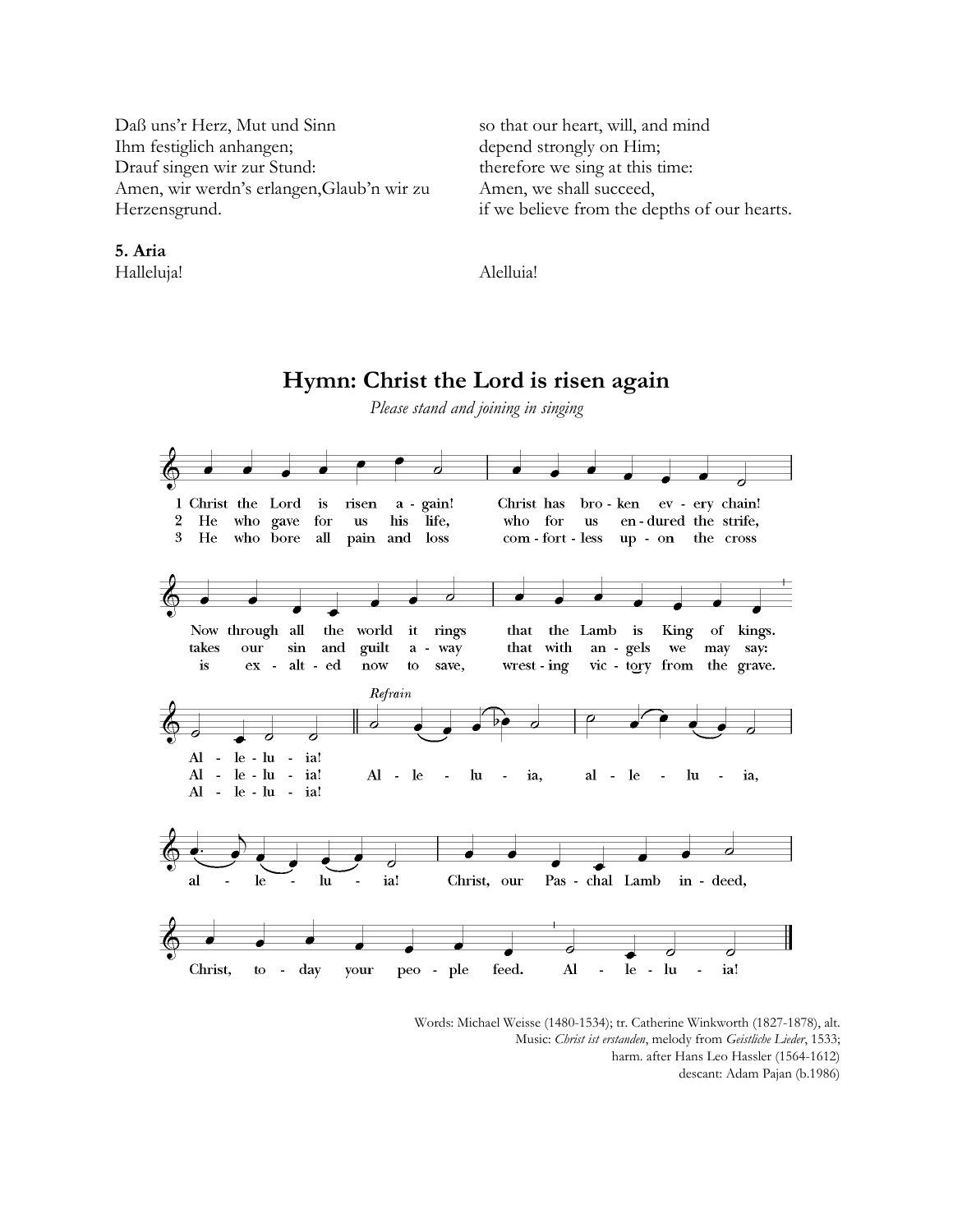Daß uns'r Herz, Mut und Sinn
Ihm festiglich anhangen;
Drauf singen wir zur Stund:
Amen, wir werdn's erlangen,Glaub'n wir zu Herzensgrund.

so that our heart, will, and mind
depend strongly on Him;
therefore we sing at this time:
Amen, we shall succeed,
if we believe from the depths of our hearts.

**5. Aria**
Halleluja!

Alelluia!

## Hymn: Christ the Lord is risen again

*Please stand and joining in singing*

1 Christ the Lord is risen again! Christ has broken every chain!
Now through all the world it rings that the Lamb is King of kings.
Alleluia!

2 He who gave for us his life, who for us endured the strife,
takes our sin and guilt away that with angels we may say:
Alleluia!

3 He who bore all pain and loss comfortless upon the cross
is exalted now to save, wresting victory from the grave.
Alleluia!

*Refrain*
Alleluia, alleluia, alleluia!
Christ, our Paschal Lamb indeed,
Christ, today your people feed. Alleluia!

Words: Michael Weisse (1480-1534); tr. Catherine Winkworth (1827-1878), alt.
Music: *Christ ist erstanden*, melody from *Geistliche Lieder*, 1533;
harm. after Hans Leo Hassler (1564-1612)
descant: Adam Pajan (b.1986)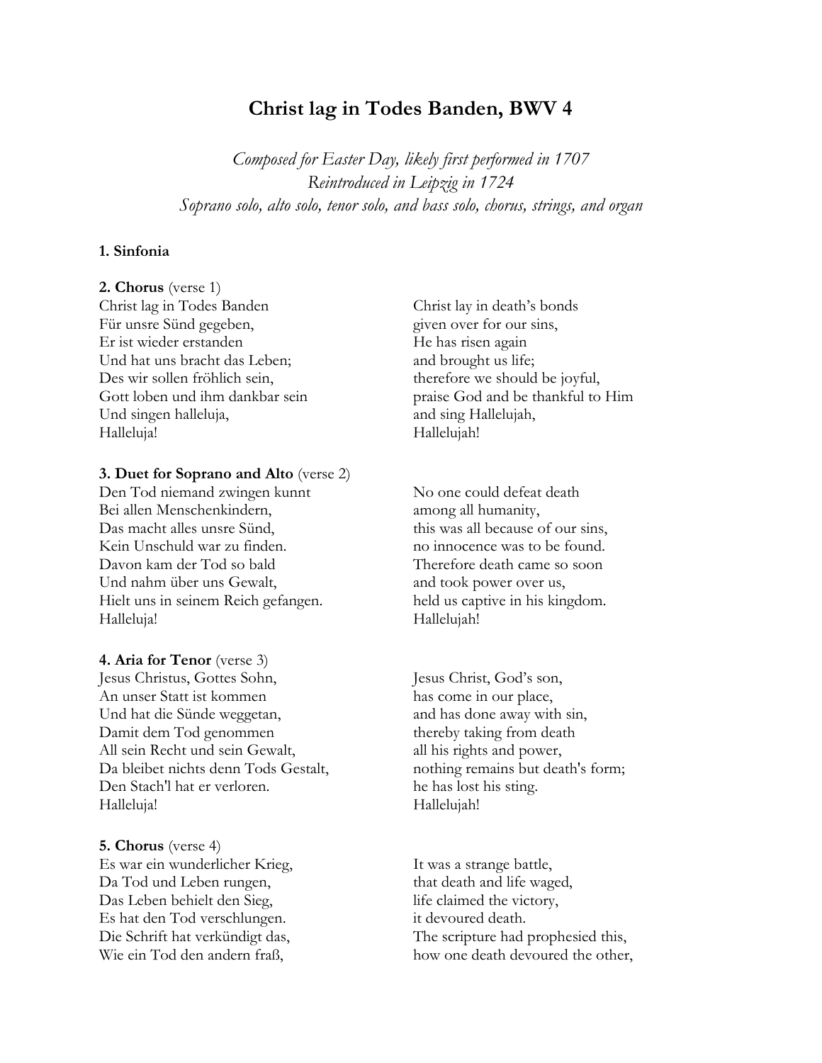# Christ lag in Todes Banden, BWV 4

*Composed for Easter Day, likely first performed in 1707*
*Reintroduced in Leipzig in 1724*
*Soprano solo, alto solo, tenor solo, and bass solo, chorus, strings, and organ*

**1. Sinfonia**

**2. Chorus** (verse 1)

| | |
|---|---|
| Christ lag in Todes Banden | Christ lay in death's bonds |
| Für unsre Sünd gegeben, | given over for our sins, |
| Er ist wieder erstanden | He has risen again |
| Und hat uns bracht das Leben; | and brought us life; |
| Des wir sollen fröhlich sein, | therefore we should be joyful, |
| Gott loben und ihm dankbar sein | praise God and be thankful to Him |
| Und singen halleluja, | and sing Hallelujah, |
| Halleluja! | Hallelujah! |

**3. Duet for Soprano and Alto** (verse 2)

| | |
|---|---|
| Den Tod niemand zwingen kunnt | No one could defeat death |
| Bei allen Menschenkindern, | among all humanity, |
| Das macht alles unsre Sünd, | this was all because of our sins, |
| Kein Unschuld war zu finden. | no innocence was to be found. |
| Davon kam der Tod so bald | Therefore death came so soon |
| Und nahm über uns Gewalt, | and took power over us, |
| Hielt uns in seinem Reich gefangen. | held us captive in his kingdom. |
| Halleluja! | Hallelujah! |

**4. Aria for Tenor** (verse 3)

| | |
|---|---|
| Jesus Christus, Gottes Sohn, | Jesus Christ, God's son, |
| An unser Statt ist kommen | has come in our place, |
| Und hat die Sünde weggetan, | and has done away with sin, |
| Damit dem Tod genommen | thereby taking from death |
| All sein Recht und sein Gewalt, | all his rights and power, |
| Da bleibet nichts denn Tods Gestalt, | nothing remains but death's form; |
| Den Stach'l hat er verloren. | he has lost his sting. |
| Halleluja! | Hallelujah! |

**5. Chorus** (verse 4)

| | |
|---|---|
| Es war ein wunderlicher Krieg, | It was a strange battle, |
| Da Tod und Leben rungen, | that death and life waged, |
| Das Leben behielt den Sieg, | life claimed the victory, |
| Es hat den Tod verschlungen. | it devoured death. |
| Die Schrift hat verkündigt das, | The scripture had prophesied this, |
| Wie ein Tod den andern fraß, | how one death devoured the other, |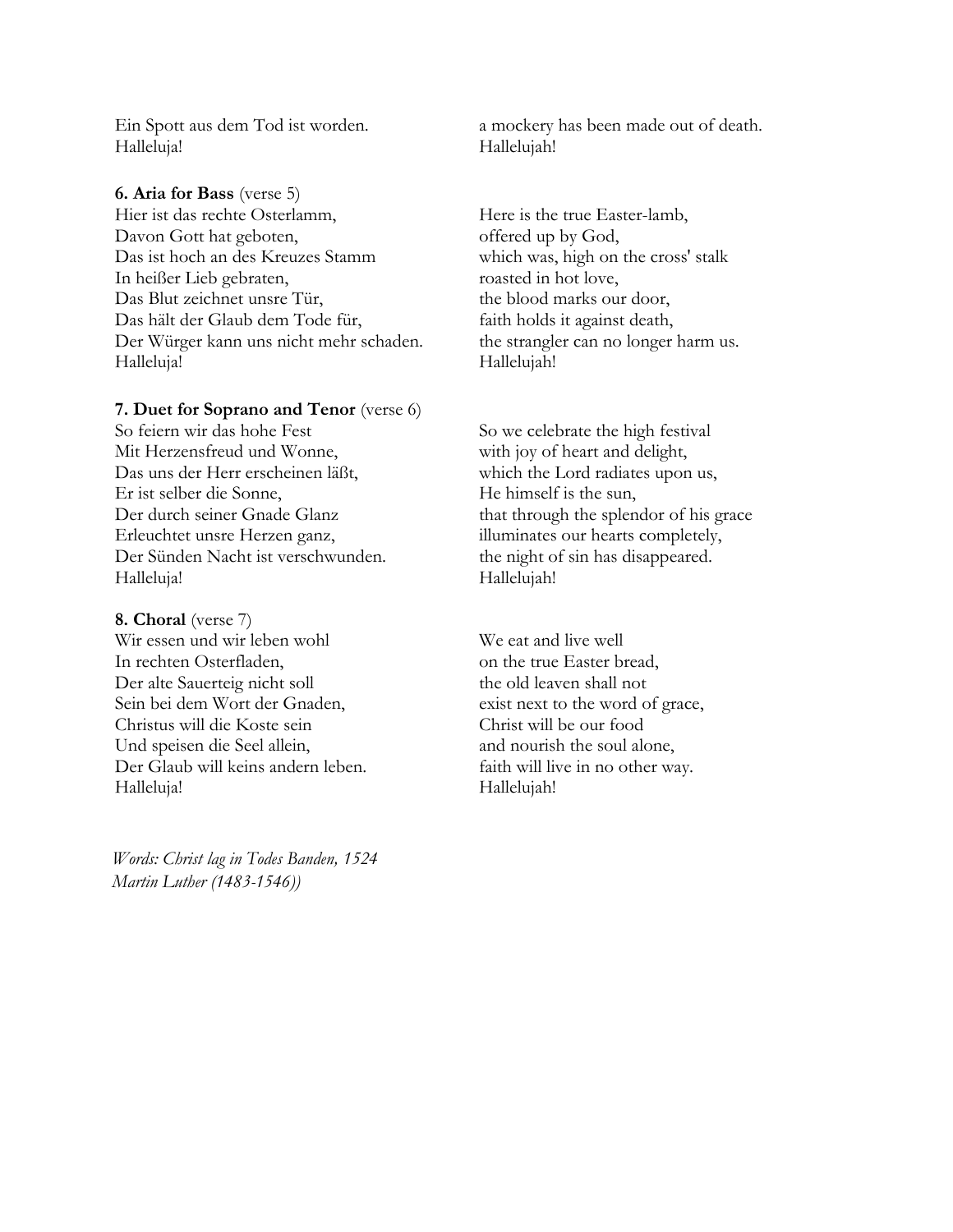| | |
|---|---|
| Ein Spott aus dem Tod ist worden. | a mockery has been made out of death. |
| Halleluja! | Hallelujah! |

**6. Aria for Bass** (verse 5)

| | |
|---|---|
| Hier ist das rechte Osterlamm, | Here is the true Easter-lamb, |
| Davon Gott hat geboten, | offered up by God, |
| Das ist hoch an des Kreuzes Stamm | which was, high on the cross' stalk |
| In heißer Lieb gebraten, | roasted in hot love, |
| Das Blut zeichnet unsre Tür, | the blood marks our door, |
| Das hält der Glaub dem Tode für, | faith holds it against death, |
| Der Würger kann uns nicht mehr schaden. | the strangler can no longer harm us. |
| Halleluja! | Hallelujah! |

**7. Duet for Soprano and Tenor** (verse 6)

| | |
|---|---|
| So feiern wir das hohe Fest | So we celebrate the high festival |
| Mit Herzensfreud und Wonne, | with joy of heart and delight, |
| Das uns der Herr erscheinen läßt, | which the Lord radiates upon us, |
| Er ist selber die Sonne, | He himself is the sun, |
| Der durch seiner Gnade Glanz | that through the splendor of his grace |
| Erleuchtet unsre Herzen ganz, | illuminates our hearts completely, |
| Der Sünden Nacht ist verschwunden. | the night of sin has disappeared. |
| Halleluja! | Hallelujah! |

**8. Choral** (verse 7)

| | |
|---|---|
| Wir essen und wir leben wohl | We eat and live well |
| In rechten Osterfladen, | on the true Easter bread, |
| Der alte Sauerteig nicht soll | the old leaven shall not |
| Sein bei dem Wort der Gnaden, | exist next to the word of grace, |
| Christus will die Koste sein | Christ will be our food |
| Und speisen die Seel allein, | and nourish the soul alone, |
| Der Glaub will keins andern leben. | faith will live in no other way. |
| Halleluja! | Hallelujah! |

*Words: Christ lag in Todes Banden, 1524*
*Martin Luther (1483-1546))*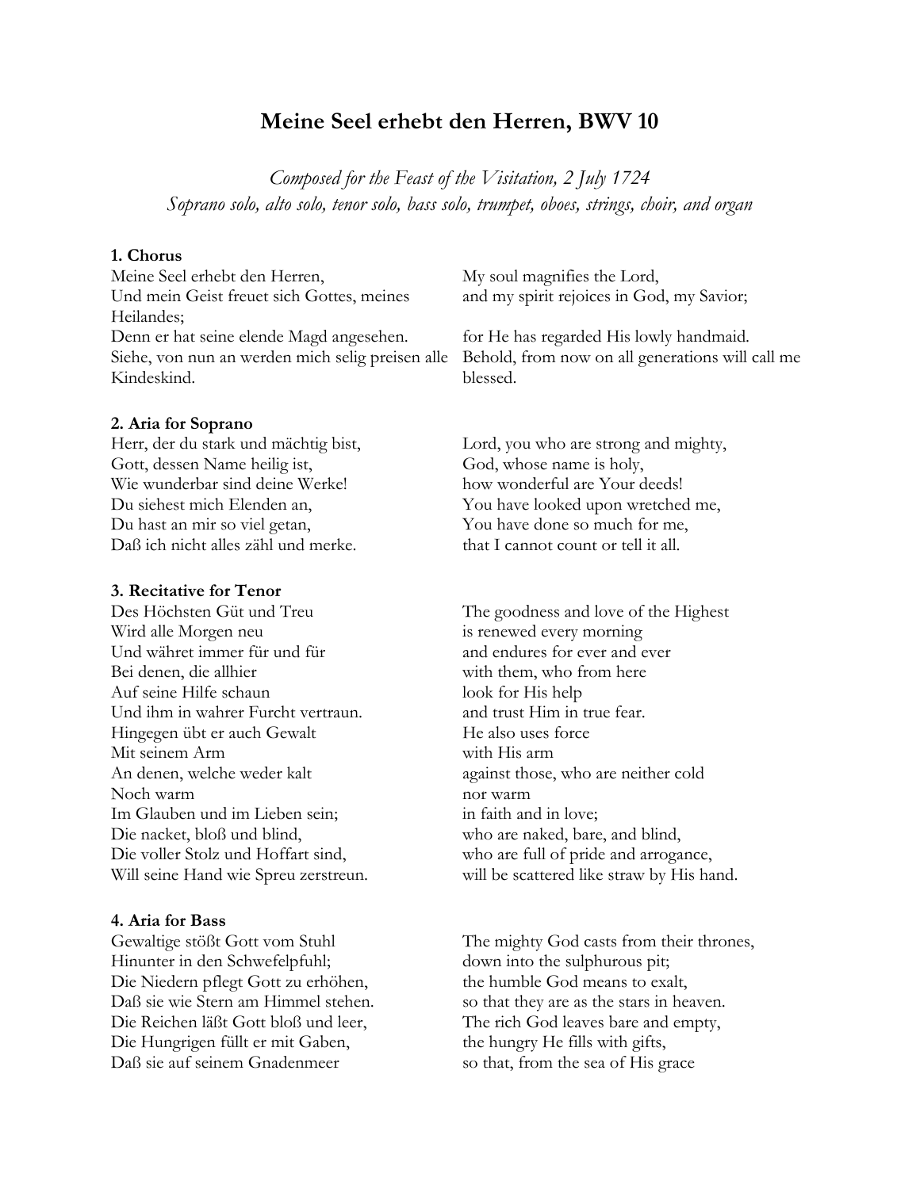# Meine Seel erhebt den Herren, BWV 10

*Composed for the Feast of the Visitation, 2 July 1724*
*Soprano solo, alto solo, tenor solo, bass solo, trumpet, oboes, strings, choir, and organ*

| | |
|---|---|
| **1. Chorus** | |
| Meine Seel erhebt den Herren, | My soul magnifies the Lord, |
| Und mein Geist freuet sich Gottes, meines Heilandes; | and my spirit rejoices in God, my Savior; |
| Denn er hat seine elende Magd angesehen. | for He has regarded His lowly handmaid. |
| Siehe, von nun an werden mich selig preisen alle Kindeskind. | Behold, from now on all generations will call me blessed. |
| | |
| **2. Aria for Soprano** | |
| Herr, der du stark und mächtig bist, | Lord, you who are strong and mighty, |
| Gott, dessen Name heilig ist, | God, whose name is holy, |
| Wie wunderbar sind deine Werke! | how wonderful are Your deeds! |
| Du siehest mich Elenden an, | You have looked upon wretched me, |
| Du hast an mir so viel getan, | You have done so much for me, |
| Daß ich nicht alles zähl und merke. | that I cannot count or tell it all. |
| | |
| **3. Recitative for Tenor** | |
| Des Höchsten Güt und Treu | The goodness and love of the Highest |
| Wird alle Morgen neu | is renewed every morning |
| Und währet immer für und für | and endures for ever and ever |
| Bei denen, die allhier | with them, who from here |
| Auf seine Hilfe schaun | look for His help |
| Und ihm in wahrer Furcht vertraun. | and trust Him in true fear. |
| Hingegen übt er auch Gewalt | He also uses force |
| Mit seinem Arm | with His arm |
| An denen, welche weder kalt | against those, who are neither cold |
| Noch warm | nor warm |
| Im Glauben und im Lieben sein; | in faith and in love; |
| Die nacket, bloß und blind, | who are naked, bare, and blind, |
| Die voller Stolz und Hoffart sind, | who are full of pride and arrogance, |
| Will seine Hand wie Spreu zerstreun. | will be scattered like straw by His hand. |
| | |
| **4. Aria for Bass** | |
| Gewaltige stößt Gott vom Stuhl | The mighty God casts from their thrones, |
| Hinunter in den Schwefelpfuhl; | down into the sulphurous pit; |
| Die Niedern pflegt Gott zu erhöhen, | the humble God means to exalt, |
| Daß sie wie Stern am Himmel stehen. | so that they are as the stars in heaven. |
| Die Reichen läßt Gott bloß und leer, | The rich God leaves bare and empty, |
| Die Hungrigen füllt er mit Gaben, | the hungry He fills with gifts, |
| Daß sie auf seinem Gnadenmeer | so that, from the sea of His grace |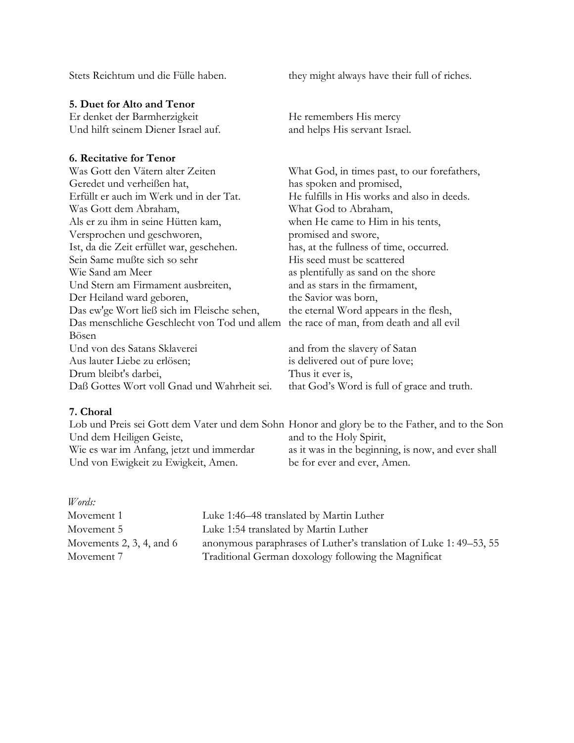| | |
|---|---|
| Stets Reichtum und die Fülle haben. | they might always have their full of riches. |

**5. Duet for Alto and Tenor**

| | |
|---|---|
| Er denket der Barmherzigkeit | He remembers His mercy |
| Und hilft seinem Diener Israel auf. | and helps His servant Israel. |

**6. Recitative for Tenor**

| | |
|---|---|
| Was Gott den Vätern alter Zeiten | What God, in times past, to our forefathers, |
| Geredet und verheißen hat, | has spoken and promised, |
| Erfüllt er auch im Werk und in der Tat. | He fulfills in His works and also in deeds. |
| Was Gott dem Abraham, | What God to Abraham, |
| Als er zu ihm in seine Hütten kam, | when He came to Him in his tents, |
| Versprochen und geschworen, | promised and swore, |
| Ist, da die Zeit erfüllet war, geschehen. | has, at the fullness of time, occurred. |
| Sein Same mußte sich so sehr | His seed must be scattered |
| Wie Sand am Meer | as plentifully as sand on the shore |
| Und Stern am Firmament ausbreiten, | and as stars in the firmament, |
| Der Heiland ward geboren, | the Savior was born, |
| Das ew'ge Wort ließ sich im Fleische sehen, | the eternal Word appears in the flesh, |
| Das menschliche Geschlecht von Tod und allem Bösen | the race of man, from death and all evil |
| Und von des Satans Sklaverei | and from the slavery of Satan |
| Aus lauter Liebe zu erlösen; | is delivered out of pure love; |
| Drum bleibt's darbei, | Thus it ever is, |
| Daß Gottes Wort voll Gnad und Wahrheit sei. | that God's Word is full of grace and truth. |

**7. Choral**

| | |
|---|---|
| Lob und Preis sei Gott dem Vater und dem Sohn | Honor and glory be to the Father, and to the Son |
| Und dem Heiligen Geiste, | and to the Holy Spirit, |
| Wie es war im Anfang, jetzt und immerdar | as it was in the beginning, is now, and ever shall |
| Und von Ewigkeit zu Ewigkeit, Amen. | be for ever and ever, Amen. |

*Words:*

| | |
|---|---|
| Movement 1 | Luke 1:46–48 translated by Martin Luther |
| Movement 5 | Luke 1:54 translated by Martin Luther |
| Movements 2, 3, 4, and 6 | anonymous paraphrases of Luther's translation of Luke 1: 49–53, 55 |
| Movement 7 | Traditional German doxology following the Magnificat |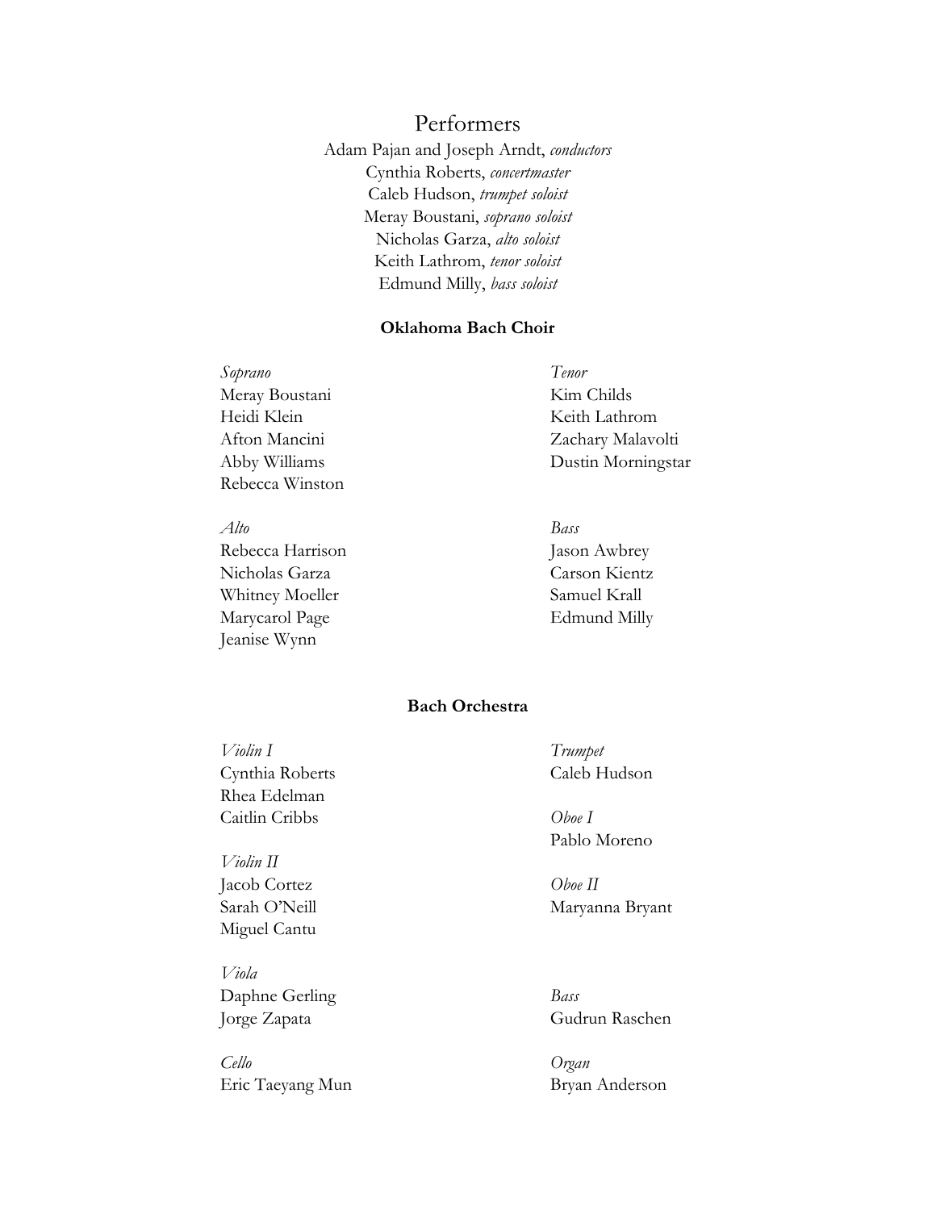# Performers

Adam Pajan and Joseph Arndt, *conductors*
Cynthia Roberts, *concertmaster*
Caleb Hudson, *trumpet soloist*
Meray Boustani, *soprano soloist*
Nicholas Garza, *alto soloist*
Keith Lathrom, *tenor soloist*
Edmund Milly, *bass soloist*

**Oklahoma Bach Choir**

*Soprano*
Meray Boustani
Heidi Klein
Afton Mancini
Abby Williams
Rebecca Winston

*Alto*
Rebecca Harrison
Nicholas Garza
Whitney Moeller
Marycarol Page
Jeanise Wynn

*Tenor*
Kim Childs
Keith Lathrom
Zachary Malavolti
Dustin Morningstar

*Bass*
Jason Awbrey
Carson Kientz
Samuel Krall
Edmund Milly

**Bach Orchestra**

*Violin I*
Cynthia Roberts
Rhea Edelman
Caitlin Cribbs

*Violin II*
Jacob Cortez
Sarah O'Neill
Miguel Cantu

*Viola*
Daphne Gerling
Jorge Zapata

*Cello*
Eric Taeyang Mun

*Trumpet*
Caleb Hudson

*Oboe I*
Pablo Moreno

*Oboe II*
Maryanna Bryant

*Bass*
Gudrun Raschen

*Organ*
Bryan Anderson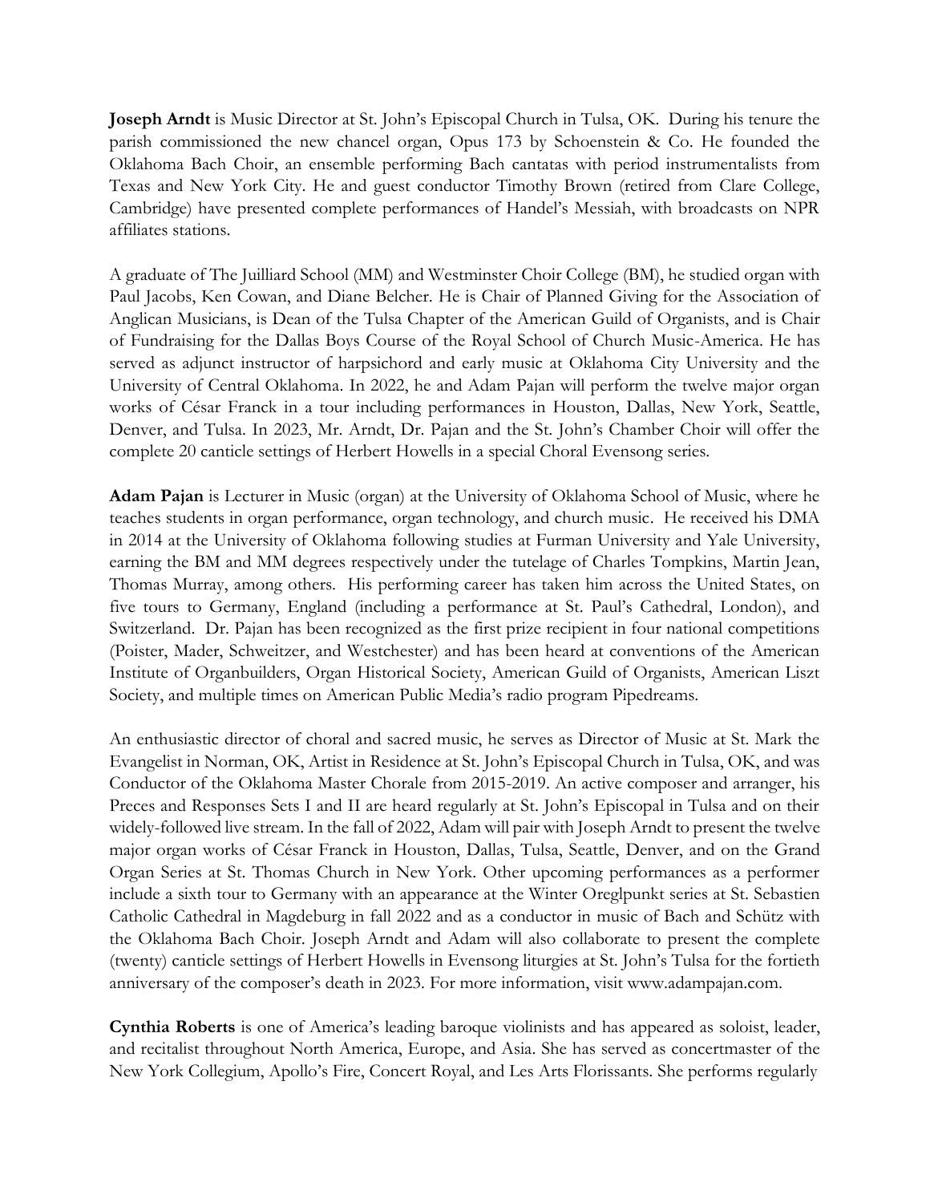**Joseph Arndt** is Music Director at St. John's Episcopal Church in Tulsa, OK. During his tenure the parish commissioned the new chancel organ, Opus 173 by Schoenstein & Co. He founded the Oklahoma Bach Choir, an ensemble performing Bach cantatas with period instrumentalists from Texas and New York City. He and guest conductor Timothy Brown (retired from Clare College, Cambridge) have presented complete performances of Handel's Messiah, with broadcasts on NPR affiliates stations.

A graduate of The Juilliard School (MM) and Westminster Choir College (BM), he studied organ with Paul Jacobs, Ken Cowan, and Diane Belcher. He is Chair of Planned Giving for the Association of Anglican Musicians, is Dean of the Tulsa Chapter of the American Guild of Organists, and is Chair of Fundraising for the Dallas Boys Course of the Royal School of Church Music-America. He has served as adjunct instructor of harpsichord and early music at Oklahoma City University and the University of Central Oklahoma. In 2022, he and Adam Pajan will perform the twelve major organ works of César Franck in a tour including performances in Houston, Dallas, New York, Seattle, Denver, and Tulsa. In 2023, Mr. Arndt, Dr. Pajan and the St. John's Chamber Choir will offer the complete 20 canticle settings of Herbert Howells in a special Choral Evensong series.

**Adam Pajan** is Lecturer in Music (organ) at the University of Oklahoma School of Music, where he teaches students in organ performance, organ technology, and church music. He received his DMA in 2014 at the University of Oklahoma following studies at Furman University and Yale University, earning the BM and MM degrees respectively under the tutelage of Charles Tompkins, Martin Jean, Thomas Murray, among others. His performing career has taken him across the United States, on five tours to Germany, England (including a performance at St. Paul's Cathedral, London), and Switzerland. Dr. Pajan has been recognized as the first prize recipient in four national competitions (Poister, Mader, Schweitzer, and Westchester) and has been heard at conventions of the American Institute of Organbuilders, Organ Historical Society, American Guild of Organists, American Liszt Society, and multiple times on American Public Media's radio program Pipedreams.

An enthusiastic director of choral and sacred music, he serves as Director of Music at St. Mark the Evangelist in Norman, OK, Artist in Residence at St. John's Episcopal Church in Tulsa, OK, and was Conductor of the Oklahoma Master Chorale from 2015-2019. An active composer and arranger, his Preces and Responses Sets I and II are heard regularly at St. John's Episcopal in Tulsa and on their widely-followed live stream. In the fall of 2022, Adam will pair with Joseph Arndt to present the twelve major organ works of César Franck in Houston, Dallas, Tulsa, Seattle, Denver, and on the Grand Organ Series at St. Thomas Church in New York. Other upcoming performances as a performer include a sixth tour to Germany with an appearance at the Winter Oreglpunkt series at St. Sebastien Catholic Cathedral in Magdeburg in fall 2022 and as a conductor in music of Bach and Schütz with the Oklahoma Bach Choir. Joseph Arndt and Adam will also collaborate to present the complete (twenty) canticle settings of Herbert Howells in Evensong liturgies at St. John's Tulsa for the fortieth anniversary of the composer's death in 2023. For more information, visit www.adampajan.com.

**Cynthia Roberts** is one of America's leading baroque violinists and has appeared as soloist, leader, and recitalist throughout North America, Europe, and Asia. She has served as concertmaster of the New York Collegium, Apollo's Fire, Concert Royal, and Les Arts Florissants. She performs regularly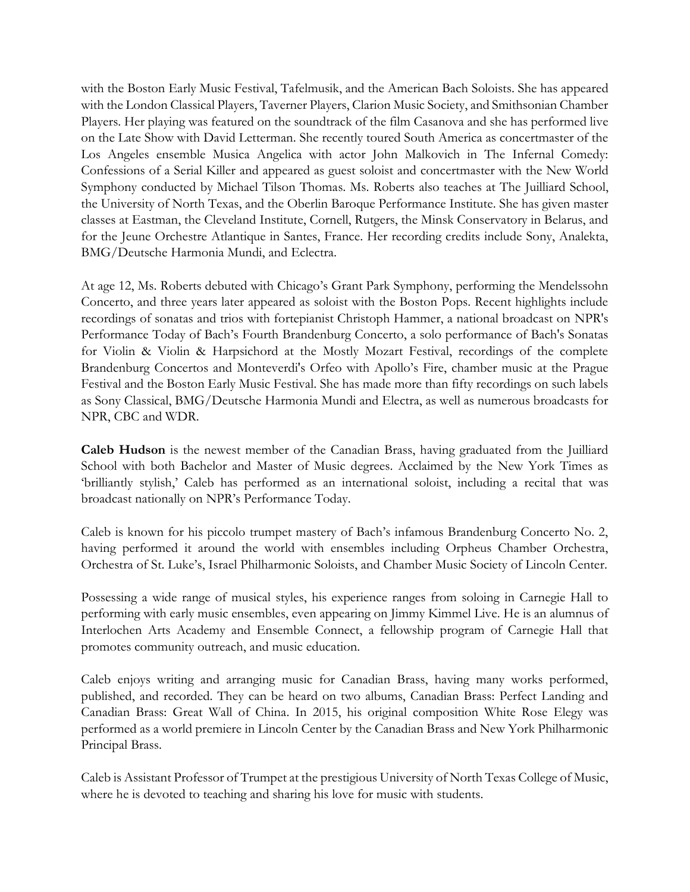with the Boston Early Music Festival, Tafelmusik, and the American Bach Soloists. She has appeared with the London Classical Players, Taverner Players, Clarion Music Society, and Smithsonian Chamber Players. Her playing was featured on the soundtrack of the film Casanova and she has performed live on the Late Show with David Letterman. She recently toured South America as concertmaster of the Los Angeles ensemble Musica Angelica with actor John Malkovich in The Infernal Comedy: Confessions of a Serial Killer and appeared as guest soloist and concertmaster with the New World Symphony conducted by Michael Tilson Thomas. Ms. Roberts also teaches at The Juilliard School, the University of North Texas, and the Oberlin Baroque Performance Institute. She has given master classes at Eastman, the Cleveland Institute, Cornell, Rutgers, the Minsk Conservatory in Belarus, and for the Jeune Orchestre Atlantique in Santes, France. Her recording credits include Sony, Analekta, BMG/Deutsche Harmonia Mundi, and Eclectra.

At age 12, Ms. Roberts debuted with Chicago's Grant Park Symphony, performing the Mendelssohn Concerto, and three years later appeared as soloist with the Boston Pops. Recent highlights include recordings of sonatas and trios with fortepianist Christoph Hammer, a national broadcast on NPR's Performance Today of Bach's Fourth Brandenburg Concerto, a solo performance of Bach's Sonatas for Violin & Violin & Harpsichord at the Mostly Mozart Festival, recordings of the complete Brandenburg Concertos and Monteverdi's Orfeo with Apollo's Fire, chamber music at the Prague Festival and the Boston Early Music Festival. She has made more than fifty recordings on such labels as Sony Classical, BMG/Deutsche Harmonia Mundi and Electra, as well as numerous broadcasts for NPR, CBC and WDR.

**Caleb Hudson** is the newest member of the Canadian Brass, having graduated from the Juilliard School with both Bachelor and Master of Music degrees. Acclaimed by the New York Times as 'brilliantly stylish,' Caleb has performed as an international soloist, including a recital that was broadcast nationally on NPR's Performance Today.

Caleb is known for his piccolo trumpet mastery of Bach's infamous Brandenburg Concerto No. 2, having performed it around the world with ensembles including Orpheus Chamber Orchestra, Orchestra of St. Luke's, Israel Philharmonic Soloists, and Chamber Music Society of Lincoln Center.

Possessing a wide range of musical styles, his experience ranges from soloing in Carnegie Hall to performing with early music ensembles, even appearing on Jimmy Kimmel Live. He is an alumnus of Interlochen Arts Academy and Ensemble Connect, a fellowship program of Carnegie Hall that promotes community outreach, and music education.

Caleb enjoys writing and arranging music for Canadian Brass, having many works performed, published, and recorded. They can be heard on two albums, Canadian Brass: Perfect Landing and Canadian Brass: Great Wall of China. In 2015, his original composition White Rose Elegy was performed as a world premiere in Lincoln Center by the Canadian Brass and New York Philharmonic Principal Brass.

Caleb is Assistant Professor of Trumpet at the prestigious University of North Texas College of Music, where he is devoted to teaching and sharing his love for music with students.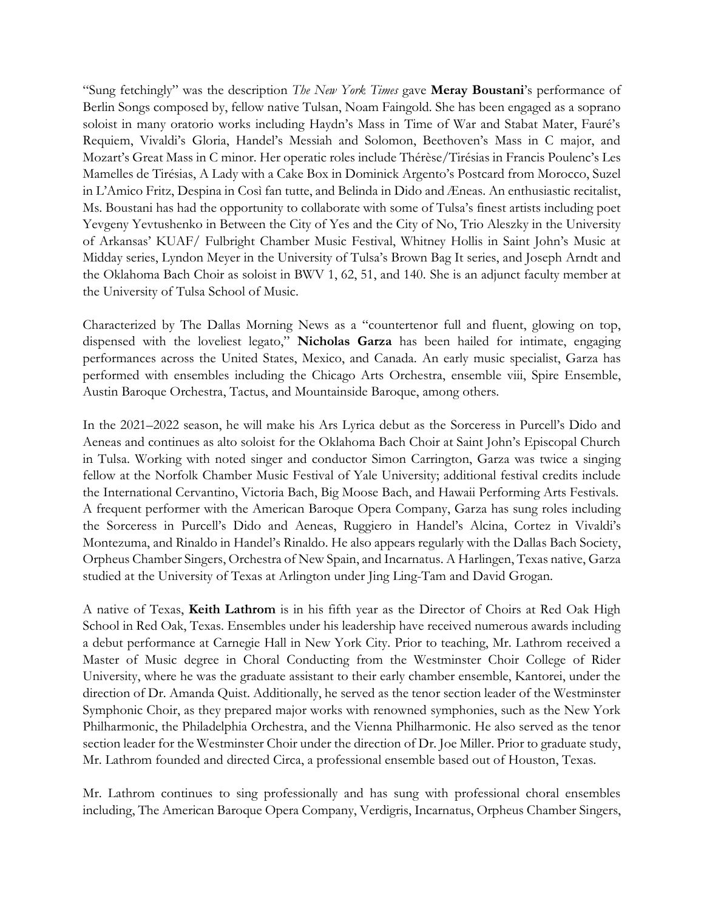"Sung fetchingly" was the description *The New York Times* gave **Meray Boustani**'s performance of Berlin Songs composed by, fellow native Tulsan, Noam Faingold. She has been engaged as a soprano soloist in many oratorio works including Haydn's Mass in Time of War and Stabat Mater, Fauré's Requiem, Vivaldi's Gloria, Handel's Messiah and Solomon, Beethoven's Mass in C major, and Mozart's Great Mass in C minor. Her operatic roles include Thérèse/Tirésias in Francis Poulenc's Les Mamelles de Tirésias, A Lady with a Cake Box in Dominick Argento's Postcard from Morocco, Suzel in L'Amico Fritz, Despina in Così fan tutte, and Belinda in Dido and Æneas. An enthusiastic recitalist, Ms. Boustani has had the opportunity to collaborate with some of Tulsa's finest artists including poet Yevgeny Yevtushenko in Between the City of Yes and the City of No, Trio Aleszky in the University of Arkansas' KUAF/ Fulbright Chamber Music Festival, Whitney Hollis in Saint John's Music at Midday series, Lyndon Meyer in the University of Tulsa's Brown Bag It series, and Joseph Arndt and the Oklahoma Bach Choir as soloist in BWV 1, 62, 51, and 140. She is an adjunct faculty member at the University of Tulsa School of Music.

Characterized by The Dallas Morning News as a "countertenor full and fluent, glowing on top, dispensed with the loveliest legato," **Nicholas Garza** has been hailed for intimate, engaging performances across the United States, Mexico, and Canada. An early music specialist, Garza has performed with ensembles including the Chicago Arts Orchestra, ensemble viii, Spire Ensemble, Austin Baroque Orchestra, Tactus, and Mountainside Baroque, among others.

In the 2021–2022 season, he will make his Ars Lyrica debut as the Sorceress in Purcell's Dido and Aeneas and continues as alto soloist for the Oklahoma Bach Choir at Saint John's Episcopal Church in Tulsa. Working with noted singer and conductor Simon Carrington, Garza was twice a singing fellow at the Norfolk Chamber Music Festival of Yale University; additional festival credits include the International Cervantino, Victoria Bach, Big Moose Bach, and Hawaii Performing Arts Festivals. A frequent performer with the American Baroque Opera Company, Garza has sung roles including the Sorceress in Purcell's Dido and Aeneas, Ruggiero in Handel's Alcina, Cortez in Vivaldi's Montezuma, and Rinaldo in Handel's Rinaldo. He also appears regularly with the Dallas Bach Society, Orpheus Chamber Singers, Orchestra of New Spain, and Incarnatus. A Harlingen, Texas native, Garza studied at the University of Texas at Arlington under Jing Ling-Tam and David Grogan.

A native of Texas, **Keith Lathrom** is in his fifth year as the Director of Choirs at Red Oak High School in Red Oak, Texas. Ensembles under his leadership have received numerous awards including a debut performance at Carnegie Hall in New York City. Prior to teaching, Mr. Lathrom received a Master of Music degree in Choral Conducting from the Westminster Choir College of Rider University, where he was the graduate assistant to their early chamber ensemble, Kantorei, under the direction of Dr. Amanda Quist. Additionally, he served as the tenor section leader of the Westminster Symphonic Choir, as they prepared major works with renowned symphonies, such as the New York Philharmonic, the Philadelphia Orchestra, and the Vienna Philharmonic. He also served as the tenor section leader for the Westminster Choir under the direction of Dr. Joe Miller. Prior to graduate study, Mr. Lathrom founded and directed Circa, a professional ensemble based out of Houston, Texas.

Mr. Lathrom continues to sing professionally and has sung with professional choral ensembles including, The American Baroque Opera Company, Verdigris, Incarnatus, Orpheus Chamber Singers,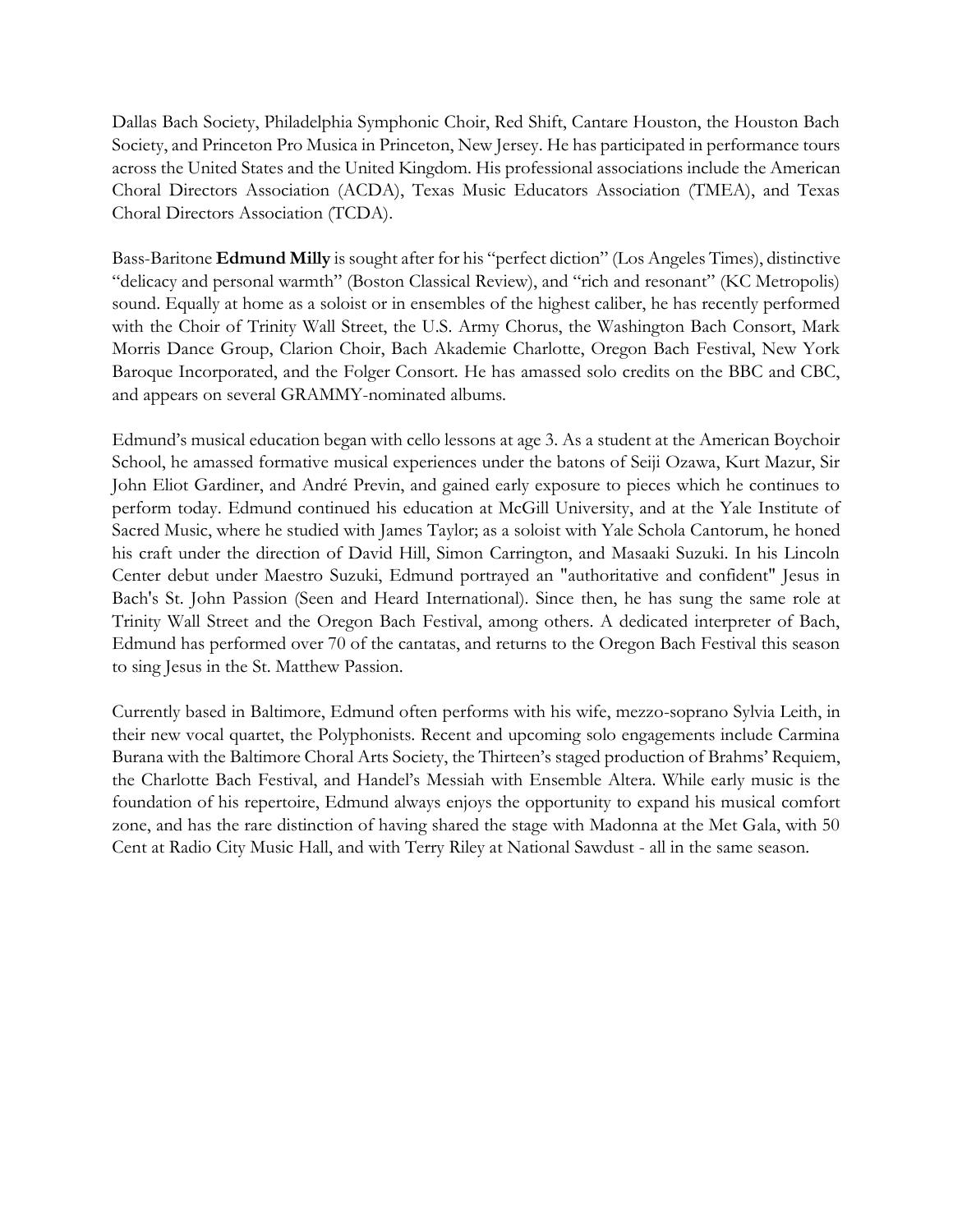Dallas Bach Society, Philadelphia Symphonic Choir, Red Shift, Cantare Houston, the Houston Bach Society, and Princeton Pro Musica in Princeton, New Jersey. He has participated in performance tours across the United States and the United Kingdom. His professional associations include the American Choral Directors Association (ACDA), Texas Music Educators Association (TMEA), and Texas Choral Directors Association (TCDA).

Bass-Baritone **Edmund Milly** is sought after for his "perfect diction" (Los Angeles Times), distinctive "delicacy and personal warmth" (Boston Classical Review), and "rich and resonant" (KC Metropolis) sound. Equally at home as a soloist or in ensembles of the highest caliber, he has recently performed with the Choir of Trinity Wall Street, the U.S. Army Chorus, the Washington Bach Consort, Mark Morris Dance Group, Clarion Choir, Bach Akademie Charlotte, Oregon Bach Festival, New York Baroque Incorporated, and the Folger Consort. He has amassed solo credits on the BBC and CBC, and appears on several GRAMMY-nominated albums.

Edmund's musical education began with cello lessons at age 3. As a student at the American Boychoir School, he amassed formative musical experiences under the batons of Seiji Ozawa, Kurt Mazur, Sir John Eliot Gardiner, and André Previn, and gained early exposure to pieces which he continues to perform today. Edmund continued his education at McGill University, and at the Yale Institute of Sacred Music, where he studied with James Taylor; as a soloist with Yale Schola Cantorum, he honed his craft under the direction of David Hill, Simon Carrington, and Masaaki Suzuki. In his Lincoln Center debut under Maestro Suzuki, Edmund portrayed an "authoritative and confident" Jesus in Bach's St. John Passion (Seen and Heard International). Since then, he has sung the same role at Trinity Wall Street and the Oregon Bach Festival, among others. A dedicated interpreter of Bach, Edmund has performed over 70 of the cantatas, and returns to the Oregon Bach Festival this season to sing Jesus in the St. Matthew Passion.

Currently based in Baltimore, Edmund often performs with his wife, mezzo-soprano Sylvia Leith, in their new vocal quartet, the Polyphonists. Recent and upcoming solo engagements include Carmina Burana with the Baltimore Choral Arts Society, the Thirteen's staged production of Brahms' Requiem, the Charlotte Bach Festival, and Handel's Messiah with Ensemble Altera. While early music is the foundation of his repertoire, Edmund always enjoys the opportunity to expand his musical comfort zone, and has the rare distinction of having shared the stage with Madonna at the Met Gala, with 50 Cent at Radio City Music Hall, and with Terry Riley at National Sawdust - all in the same season.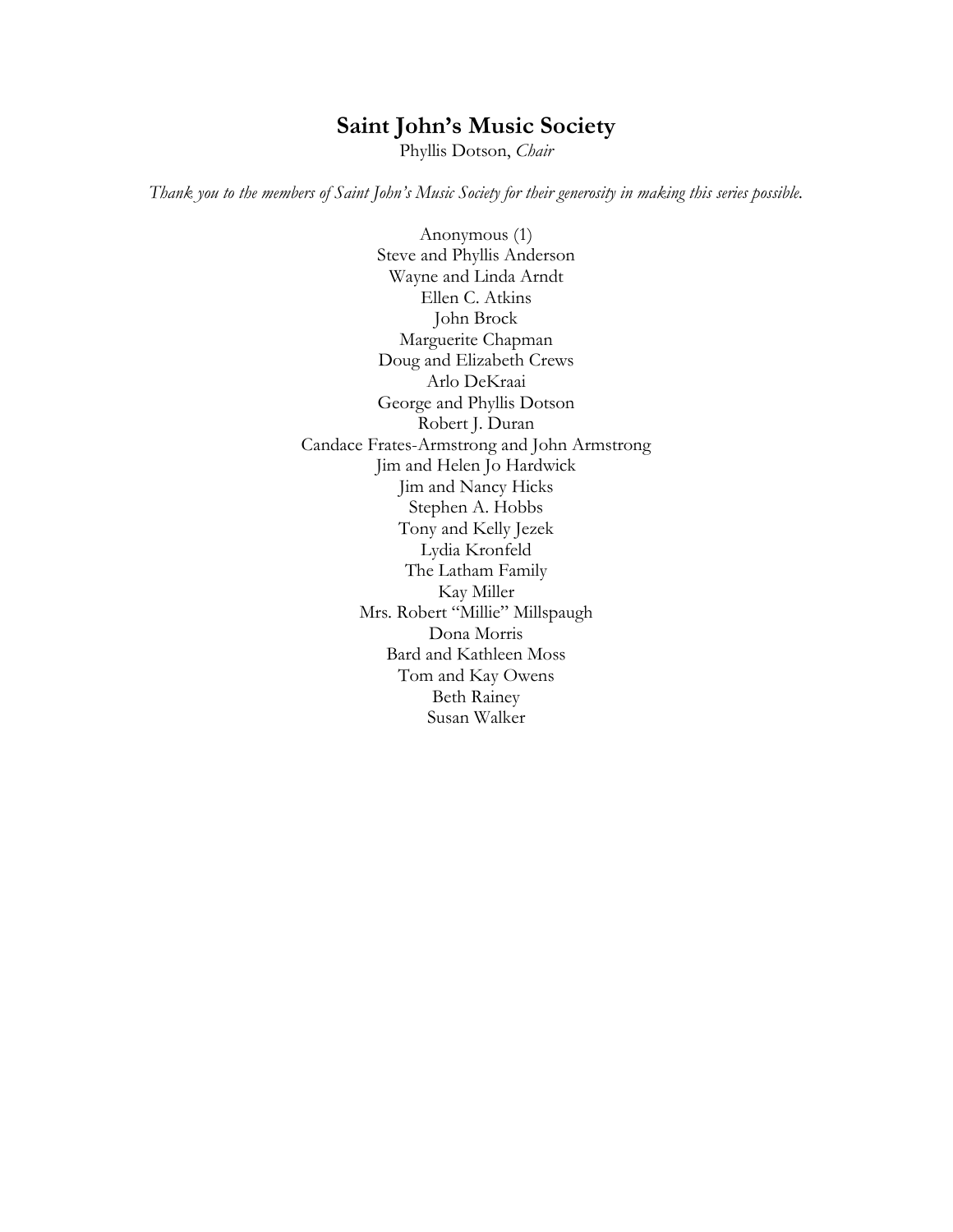# Saint John's Music Society

Phyllis Dotson, *Chair*

*Thank you to the members of Saint John's Music Society for their generosity in making this series possible.*

Anonymous (1)
Steve and Phyllis Anderson
Wayne and Linda Arndt
Ellen C. Atkins
John Brock
Marguerite Chapman
Doug and Elizabeth Crews
Arlo DeKraai
George and Phyllis Dotson
Robert J. Duran
Candace Frates-Armstrong and John Armstrong
Jim and Helen Jo Hardwick
Jim and Nancy Hicks
Stephen A. Hobbs
Tony and Kelly Jezek
Lydia Kronfeld
The Latham Family
Kay Miller
Mrs. Robert "Millie" Millspaugh
Dona Morris
Bard and Kathleen Moss
Tom and Kay Owens
Beth Rainey
Susan Walker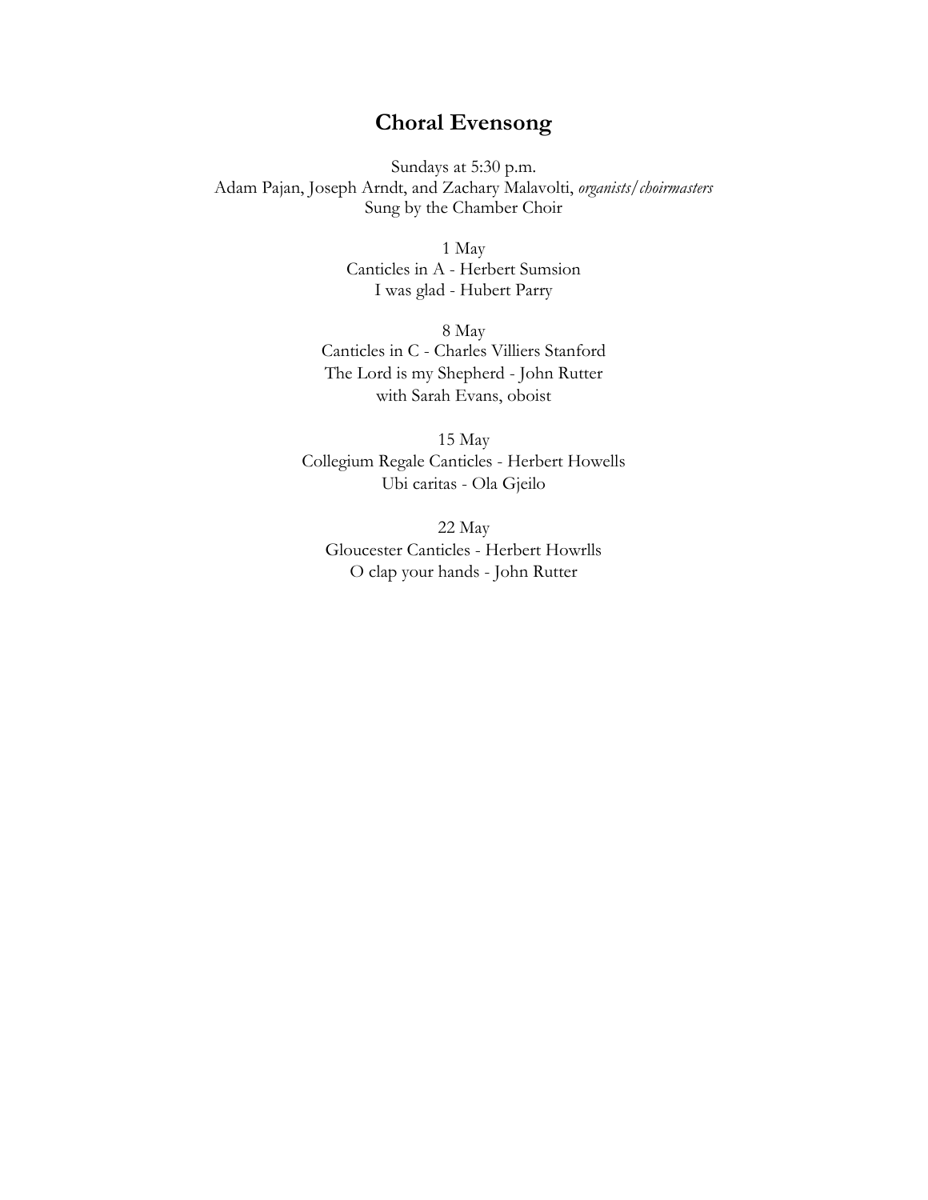# Choral Evensong

Sundays at 5:30 p.m.
Adam Pajan, Joseph Arndt, and Zachary Malavolti, *organists/choirmasters*
Sung by the Chamber Choir

1 May
Canticles in A - Herbert Sumsion
I was glad - Hubert Parry

8 May
Canticles in C - Charles Villiers Stanford
The Lord is my Shepherd - John Rutter
with Sarah Evans, oboist

15 May
Collegium Regale Canticles - Herbert Howells
Ubi caritas - Ola Gjeilo

22 May
Gloucester Canticles - Herbert Howrlls
O clap your hands - John Rutter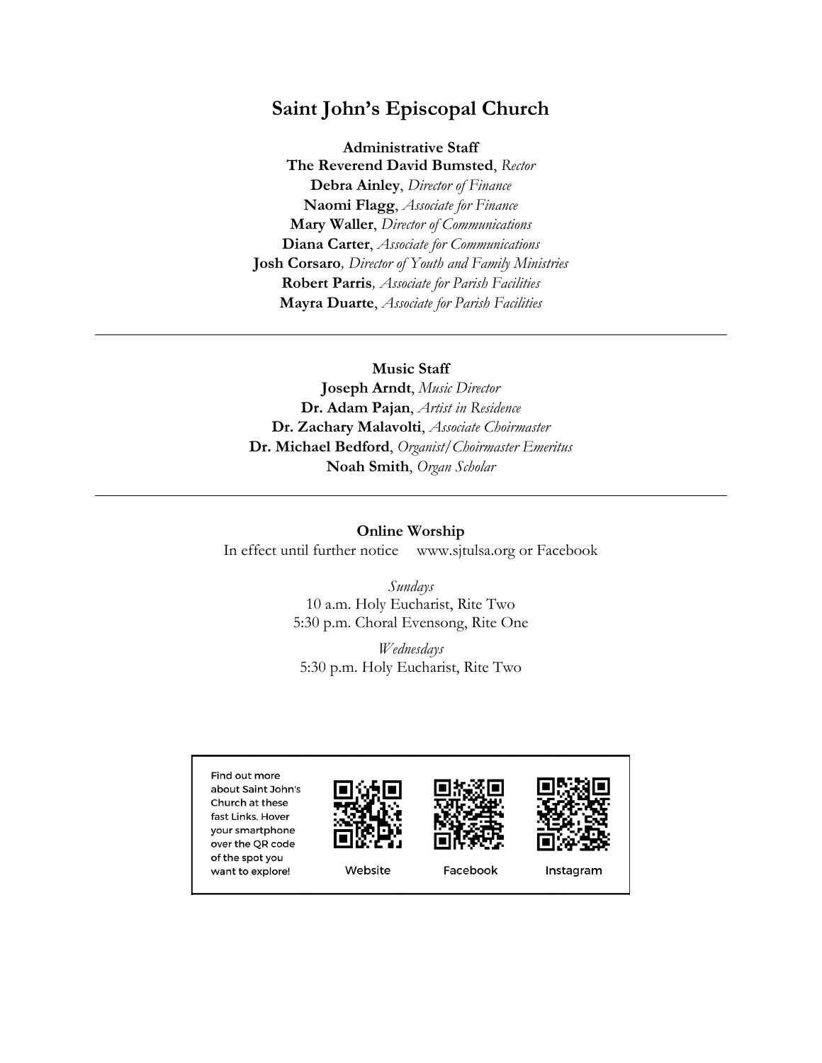## Saint John's Episcopal Church

**Administrative Staff**
**The Reverend David Bumsted**, *Rector*
**Debra Ainley**, *Director of Finance*
**Naomi Flagg**, *Associate for Finance*
**Mary Waller**, *Director of Communications*
**Diana Carter**, *Associate for Communications*
**Josh Corsaro**, *Director of Youth and Family Ministries*
**Robert Parris**, *Associate for Parish Facilities*
**Mayra Duarte**, *Associate for Parish Facilities*

---

**Music Staff**
**Joseph Arndt**, *Music Director*
**Dr. Adam Pajan**, *Artist in Residence*
**Dr. Zachary Malavolti**, *Associate Choirmaster*
**Dr. Michael Bedford**, *Organist/Choirmaster Emeritus*
**Noah Smith**, *Organ Scholar*

---

**Online Worship**
In effect until further notice www.sjtulsa.org or Facebook

*Sundays*
10 a.m. Holy Eucharist, Rite Two
5:30 p.m. Choral Evensong, Rite One

*Wednesdays*
5:30 p.m. Holy Eucharist, Rite Two

Find out more about Saint John's Church at these fast Links. Hover your smartphone over the QR code of the spot you want to explore!

Website

Facebook

Instagram